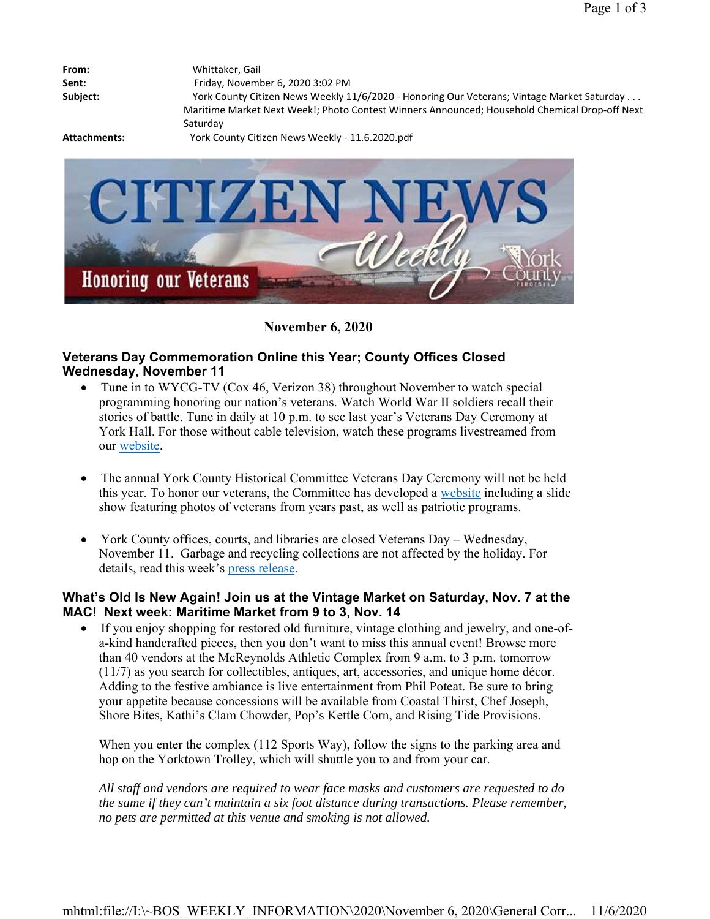**From:** Whittaker, Gail
**Sent:** Friday, November 6, 2020 3:02 PM
**Subject:** York County Citizen News Weekly 11/6/2020 - Honoring Our Veterans; Vintage Market Saturday . . . Maritime Market Next Week!; Photo Contest Winners Announced; Household Chemical Drop-off Next Saturday
**Attachments:** York County Citizen News Weekly - 11.6.2020.pdf

# CITIZEN NEWS Weekly

Honoring our Veterans

York County

**November 6, 2020**

## Veterans Day Commemoration Online this Year; County Offices Closed Wednesday, November 11

- Tune in to WYCG-TV (Cox 46, Verizon 38) throughout November to watch special programming honoring our nation's veterans. Watch World War II soldiers recall their stories of battle. Tune in daily at 10 p.m. to see last year's Veterans Day Ceremony at York Hall. For those without cable television, watch these programs livestreamed from our website.

- The annual York County Historical Committee Veterans Day Ceremony will not be held this year. To honor our veterans, the Committee has developed a website including a slide show featuring photos of veterans from years past, as well as patriotic programs.

- York County offices, courts, and libraries are closed Veterans Day – Wednesday, November 11. Garbage and recycling collections are not affected by the holiday. For details, read this week's press release.

## What's Old Is New Again! Join us at the Vintage Market on Saturday, Nov. 7 at the MAC! Next week: Maritime Market from 9 to 3, Nov. 14

- If you enjoy shopping for restored old furniture, vintage clothing and jewelry, and one-of-a-kind handcrafted pieces, then you don't want to miss this annual event! Browse more than 40 vendors at the McReynolds Athletic Complex from 9 a.m. to 3 p.m. tomorrow (11/7) as you search for collectibles, antiques, art, accessories, and unique home décor. Adding to the festive ambiance is live entertainment from Phil Poteat. Be sure to bring your appetite because concessions will be available from Coastal Thirst, Chef Joseph, Shore Bites, Kathi's Clam Chowder, Pop's Kettle Corn, and Rising Tide Provisions.

  When you enter the complex (112 Sports Way), follow the signs to the parking area and hop on the Yorktown Trolley, which will shuttle you to and from your car.

  *All staff and vendors are required to wear face masks and customers are requested to do the same if they can't maintain a six foot distance during transactions. Please remember, no pets are permitted at this venue and smoking is not allowed.*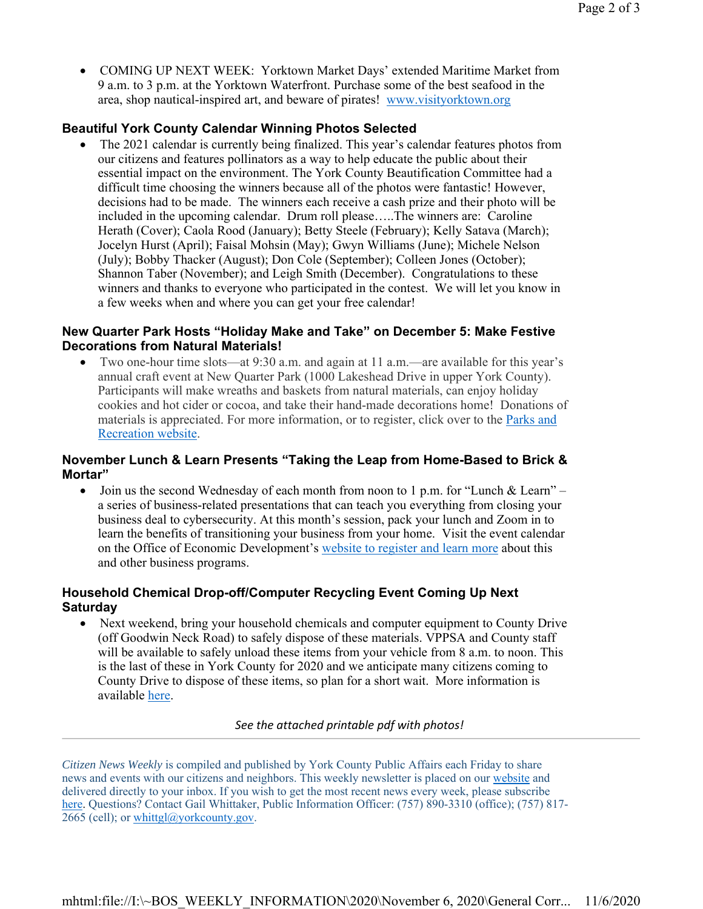- COMING UP NEXT WEEK: Yorktown Market Days' extended Maritime Market from 9 a.m. to 3 p.m. at the Yorktown Waterfront. Purchase some of the best seafood in the area, shop nautical-inspired art, and beware of pirates! www.visityorktown.org

### Beautiful York County Calendar Winning Photos Selected

- The 2021 calendar is currently being finalized. This year's calendar features photos from our citizens and features pollinators as a way to help educate the public about their essential impact on the environment. The York County Beautification Committee had a difficult time choosing the winners because all of the photos were fantastic! However, decisions had to be made. The winners each receive a cash prize and their photo will be included in the upcoming calendar. Drum roll please…..The winners are: Caroline Herath (Cover); Caola Rood (January); Betty Steele (February); Kelly Satava (March); Jocelyn Hurst (April); Faisal Mohsin (May); Gwyn Williams (June); Michele Nelson (July); Bobby Thacker (August); Don Cole (September); Colleen Jones (October); Shannon Taber (November); and Leigh Smith (December). Congratulations to these winners and thanks to everyone who participated in the contest. We will let you know in a few weeks when and where you can get your free calendar!

### New Quarter Park Hosts "Holiday Make and Take" on December 5: Make Festive Decorations from Natural Materials!

- Two one-hour time slots—at 9:30 a.m. and again at 11 a.m.—are available for this year's annual craft event at New Quarter Park (1000 Lakeshead Drive in upper York County). Participants will make wreaths and baskets from natural materials, can enjoy holiday cookies and hot cider or cocoa, and take their hand-made decorations home! Donations of materials is appreciated. For more information, or to register, click over to the Parks and Recreation website.

### November Lunch & Learn Presents "Taking the Leap from Home-Based to Brick & Mortar"

- Join us the second Wednesday of each month from noon to 1 p.m. for "Lunch & Learn" – a series of business-related presentations that can teach you everything from closing your business deal to cybersecurity. At this month's session, pack your lunch and Zoom in to learn the benefits of transitioning your business from your home. Visit the event calendar on the Office of Economic Development's website to register and learn more about this and other business programs.

### Household Chemical Drop-off/Computer Recycling Event Coming Up Next Saturday

- Next weekend, bring your household chemicals and computer equipment to County Drive (off Goodwin Neck Road) to safely dispose of these materials. VPPSA and County staff will be available to safely unload these items from your vehicle from 8 a.m. to noon. This is the last of these in York County for 2020 and we anticipate many citizens coming to County Drive to dispose of these items, so plan for a short wait. More information is available here.

*See the attached printable pdf with photos!*

---

*Citizen News Weekly* is compiled and published by York County Public Affairs each Friday to share news and events with our citizens and neighbors. This weekly newsletter is placed on our website and delivered directly to your inbox. If you wish to get the most recent news every week, please subscribe here. Questions? Contact Gail Whittaker, Public Information Officer: (757) 890-3310 (office); (757) 817-2665 (cell); or whittgl@yorkcounty.gov.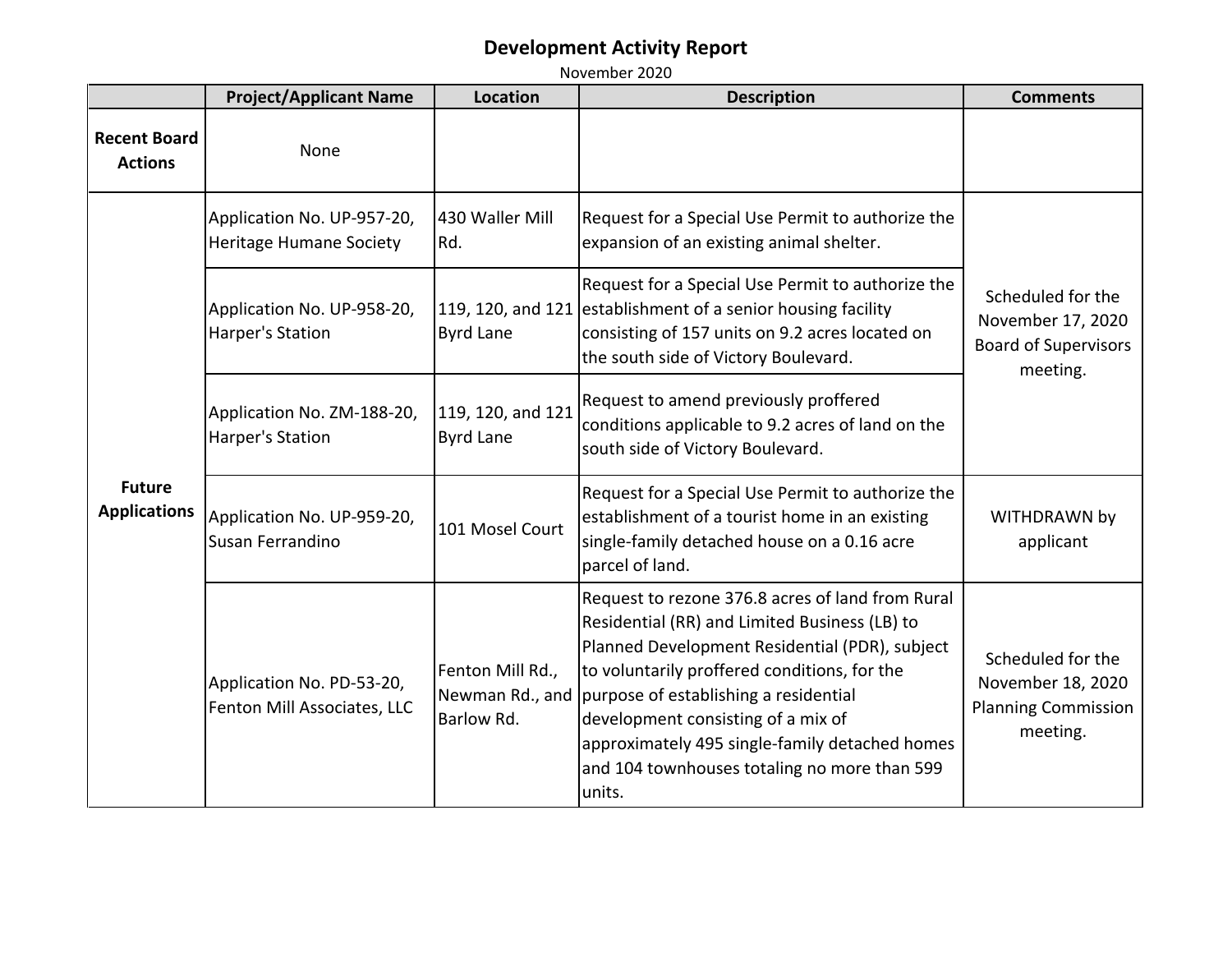# Development Activity Report

November 2020

| | Project/Applicant Name | Location | Description | Comments |
|---|---|---|---|---|
| **Recent Board Actions** | None | | | |
| **Future Applications** | Application No. UP-957-20, Heritage Humane Society | 430 Waller Mill Rd. | Request for a Special Use Permit to authorize the expansion of an existing animal shelter. | Scheduled for the November 17, 2020 Board of Supervisors meeting. |
| | Application No. UP-958-20, Harper's Station | 119, 120, and 121 Byrd Lane | Request for a Special Use Permit to authorize the establishment of a senior housing facility consisting of 157 units on 9.2 acres located on the south side of Victory Boulevard. | |
| | Application No. ZM-188-20, Harper's Station | 119, 120, and 121 Byrd Lane | Request to amend previously proffered conditions applicable to 9.2 acres of land on the south side of Victory Boulevard. | |
| | Application No. UP-959-20, Susan Ferrandino | 101 Mosel Court | Request for a Special Use Permit to authorize the establishment of a tourist home in an existing single-family detached house on a 0.16 acre parcel of land. | WITHDRAWN by applicant |
| | Application No. PD-53-20, Fenton Mill Associates, LLC | Fenton Mill Rd., Newman Rd., and Barlow Rd. | Request to rezone 376.8 acres of land from Rural Residential (RR) and Limited Business (LB) to Planned Development Residential (PDR), subject to voluntarily proffered conditions, for the purpose of establishing a residential development consisting of a mix of approximately 495 single-family detached homes and 104 townhouses totaling no more than 599 units. | Scheduled for the November 18, 2020 Planning Commission meeting. |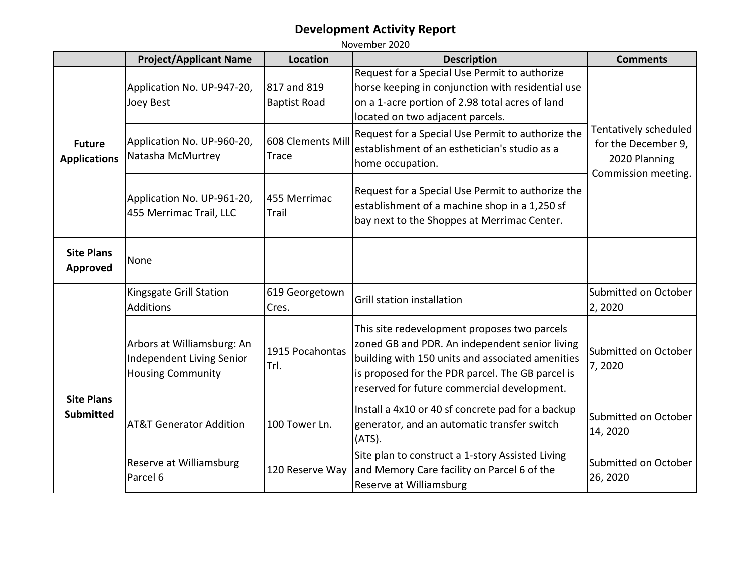# Development Activity Report

November 2020

| | Project/Applicant Name | Location | Description | Comments |
|---|---|---|---|---|
| **Future Applications** | Application No. UP-947-20, Joey Best | 817 and 819 Baptist Road | Request for a Special Use Permit to authorize horse keeping in conjunction with residential use on a 1-acre portion of 2.98 total acres of land located on two adjacent parcels. | Tentatively scheduled for the December 9, 2020 Planning Commission meeting. |
| | Application No. UP-960-20, Natasha McMurtrey | 608 Clements Mill Trace | Request for a Special Use Permit to authorize the establishment of an esthetician's studio as a home occupation. | |
| | Application No. UP-961-20, 455 Merrimac Trail, LLC | 455 Merrimac Trail | Request for a Special Use Permit to authorize the establishment of a machine shop in a 1,250 sf bay next to the Shoppes at Merrimac Center. | |
| **Site Plans Approved** | None | | | |
| **Site Plans Submitted** | Kingsgate Grill Station Additions | 619 Georgetown Cres. | Grill station installation | Submitted on October 2, 2020 |
| | Arbors at Williamsburg: An Independent Living Senior Housing Community | 1915 Pocahontas Trl. | This site redevelopment proposes two parcels zoned GB and PDR. An independent senior living building with 150 units and associated amenities is proposed for the PDR parcel. The GB parcel is reserved for future commercial development. | Submitted on October 7, 2020 |
| | AT&T Generator Addition | 100 Tower Ln. | Install a 4x10 or 40 sf concrete pad for a backup generator, and an automatic transfer switch (ATS). | Submitted on October 14, 2020 |
| | Reserve at Williamsburg Parcel 6 | 120 Reserve Way | Site plan to construct a 1-story Assisted Living and Memory Care facility on Parcel 6 of the Reserve at Williamsburg | Submitted on October 26, 2020 |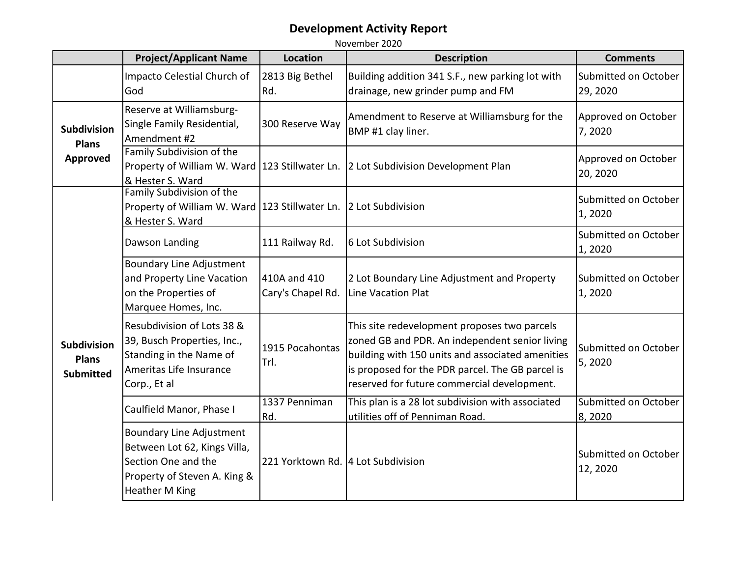# Development Activity Report

November 2020

| | Project/Applicant Name | Location | Description | Comments |
|---|---|---|---|---|
| | Impacto Celestial Church of God | 2813 Big Bethel Rd. | Building addition 341 S.F., new parking lot with drainage, new grinder pump and FM | Submitted on October 29, 2020 |
| **Subdivision Plans Approved** | Reserve at Williamsburg-Single Family Residential, Amendment #2 | 300 Reserve Way | Amendment to Reserve at Williamsburg for the BMP #1 clay liner. | Approved on October 7, 2020 |
| | Family Subdivision of the Property of William W. Ward & Hester S. Ward | 123 Stillwater Ln. | 2 Lot Subdivision Development Plan | Approved on October 20, 2020 |
| **Subdivision Plans Submitted** | Family Subdivision of the Property of William W. Ward & Hester S. Ward | 123 Stillwater Ln. | 2 Lot Subdivision | Submitted on October 1, 2020 |
| | Dawson Landing | 111 Railway Rd. | 6 Lot Subdivision | Submitted on October 1, 2020 |
| | Boundary Line Adjustment and Property Line Vacation on the Properties of Marquee Homes, Inc. | 410A and 410 Cary's Chapel Rd. | 2 Lot Boundary Line Adjustment and Property Line Vacation Plat | Submitted on October 1, 2020 |
| | Resubdivision of Lots 38 & 39, Busch Properties, Inc., Standing in the Name of Ameritas Life Insurance Corp., Et al | 1915 Pocahontas Trl. | This site redevelopment proposes two parcels zoned GB and PDR. An independent senior living building with 150 units and associated amenities is proposed for the PDR parcel. The GB parcel is reserved for future commercial development. | Submitted on October 5, 2020 |
| | Caulfield Manor, Phase I | 1337 Penniman Rd. | This plan is a 28 lot subdivision with associated utilities off of Penniman Road. | Submitted on October 8, 2020 |
| | Boundary Line Adjustment Between Lot 62, Kings Villa, Section One and the Property of Steven A. King & Heather M King | 221 Yorktown Rd. | 4 Lot Subdivision | Submitted on October 12, 2020 |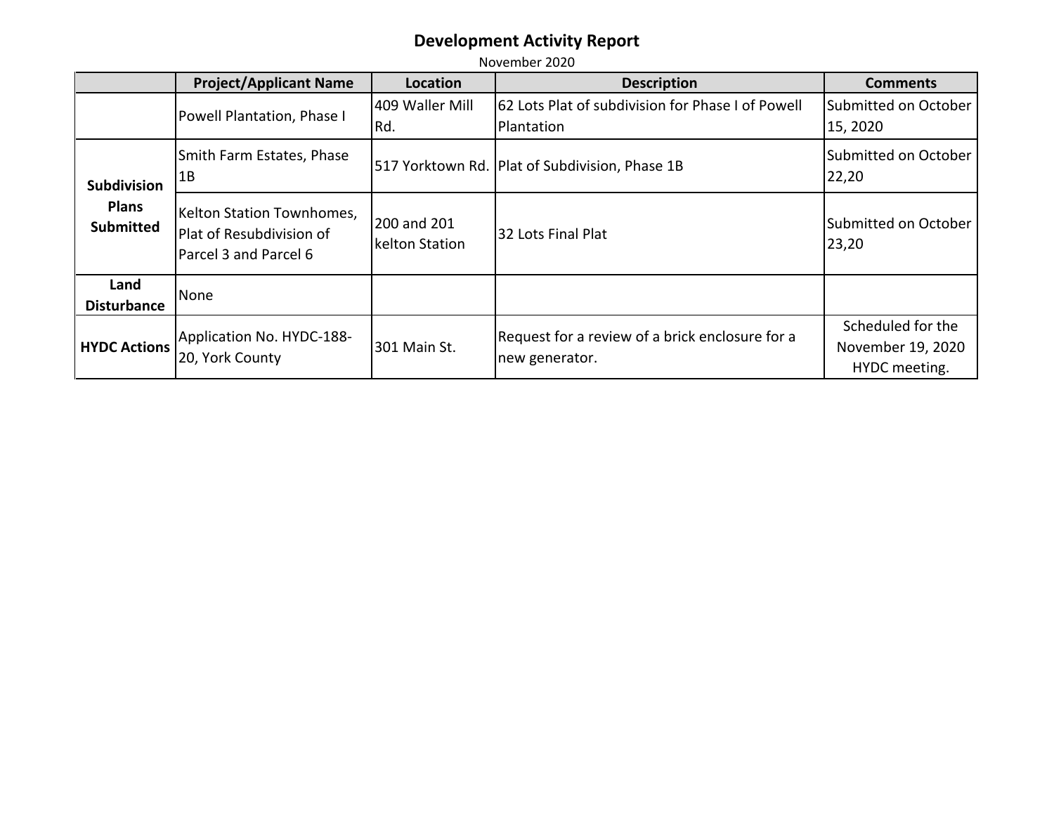# Development Activity Report

November 2020

| | Project/Applicant Name | Location | Description | Comments |
|---|---|---|---|---|
| **Subdivision Plans Submitted** | Powell Plantation, Phase I | 409 Waller Mill Rd. | 62 Lots Plat of subdivision for Phase I of Powell Plantation | Submitted on October 15, 2020 |
| | Smith Farm Estates, Phase 1B | 517 Yorktown Rd. | Plat of Subdivision, Phase 1B | Submitted on October 22,20 |
| | Kelton Station Townhomes, Plat of Resubdivision of Parcel 3 and Parcel 6 | 200 and 201 kelton Station | 32 Lots Final Plat | Submitted on October 23,20 |
| **Land Disturbance** | None | | | |
| **HYDC Actions** | Application No. HYDC-188-20, York County | 301 Main St. | Request for a review of a brick enclosure for a new generator. | Scheduled for the November 19, 2020 HYDC meeting. |